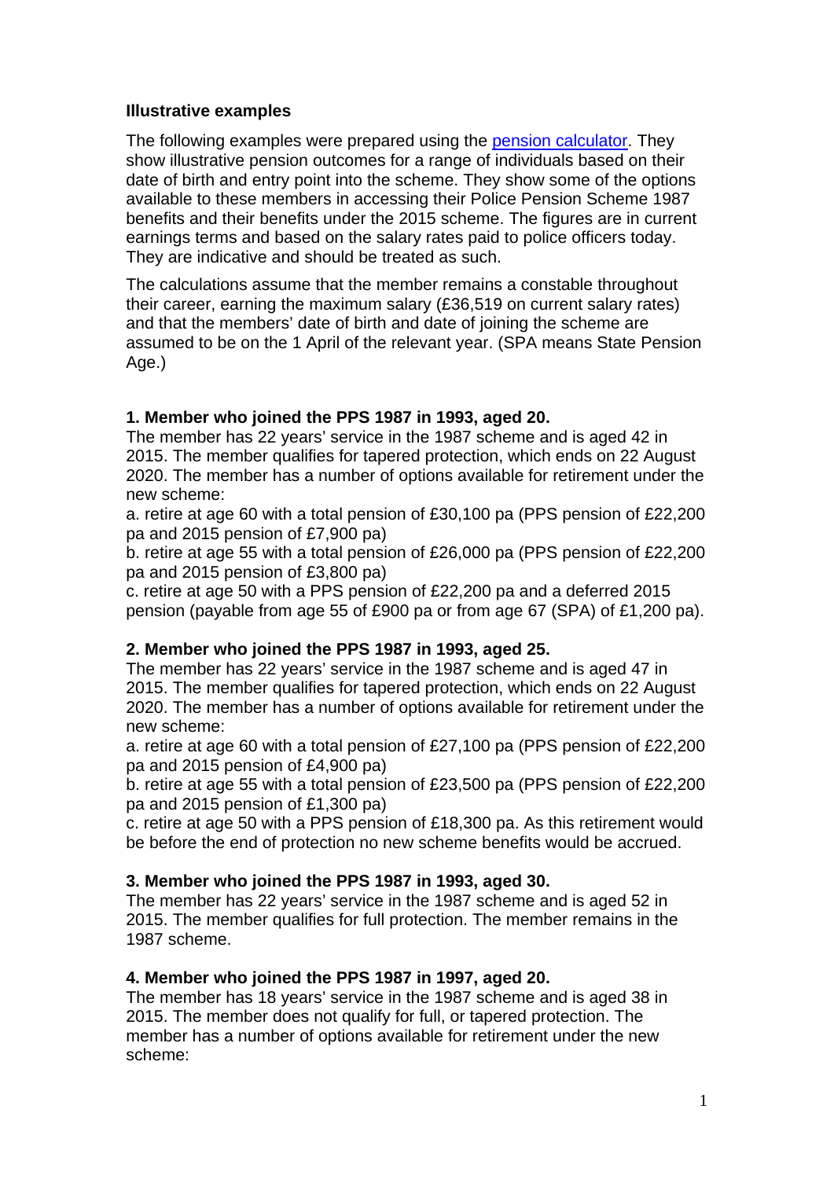## Illustrative examples

The following examples were prepared using the [pension calculator](). They show illustrative pension outcomes for a range of individuals based on their date of birth and entry point into the scheme. They show some of the options available to these members in accessing their Police Pension Scheme 1987 benefits and their benefits under the 2015 scheme. The figures are in current earnings terms and based on the salary rates paid to police officers today. They are indicative and should be treated as such.

The calculations assume that the member remains a constable throughout their career, earning the maximum salary (£36,519 on current salary rates) and that the members' date of birth and date of joining the scheme are assumed to be on the 1 April of the relevant year. (SPA means State Pension Age.)

**1. Member who joined the PPS 1987 in 1993, aged 20.**
The member has 22 years' service in the 1987 scheme and is aged 42 in 2015. The member qualifies for tapered protection, which ends on 22 August 2020. The member has a number of options available for retirement under the new scheme:
a. retire at age 60 with a total pension of £30,100 pa (PPS pension of £22,200 pa and 2015 pension of £7,900 pa)
b. retire at age 55 with a total pension of £26,000 pa (PPS pension of £22,200 pa and 2015 pension of £3,800 pa)
c. retire at age 50 with a PPS pension of £22,200 pa and a deferred 2015 pension (payable from age 55 of £900 pa or from age 67 (SPA) of £1,200 pa).

**2. Member who joined the PPS 1987 in 1993, aged 25.**
The member has 22 years' service in the 1987 scheme and is aged 47 in 2015. The member qualifies for tapered protection, which ends on 22 August 2020. The member has a number of options available for retirement under the new scheme:
a. retire at age 60 with a total pension of £27,100 pa (PPS pension of £22,200 pa and 2015 pension of £4,900 pa)
b. retire at age 55 with a total pension of £23,500 pa (PPS pension of £22,200 pa and 2015 pension of £1,300 pa)
c. retire at age 50 with a PPS pension of £18,300 pa. As this retirement would be before the end of protection no new scheme benefits would be accrued.

**3. Member who joined the PPS 1987 in 1993, aged 30.**
The member has 22 years' service in the 1987 scheme and is aged 52 in 2015. The member qualifies for full protection. The member remains in the 1987 scheme.

**4. Member who joined the PPS 1987 in 1997, aged 20.**
The member has 18 years' service in the 1987 scheme and is aged 38 in 2015. The member does not qualify for full, or tapered protection. The member has a number of options available for retirement under the new scheme: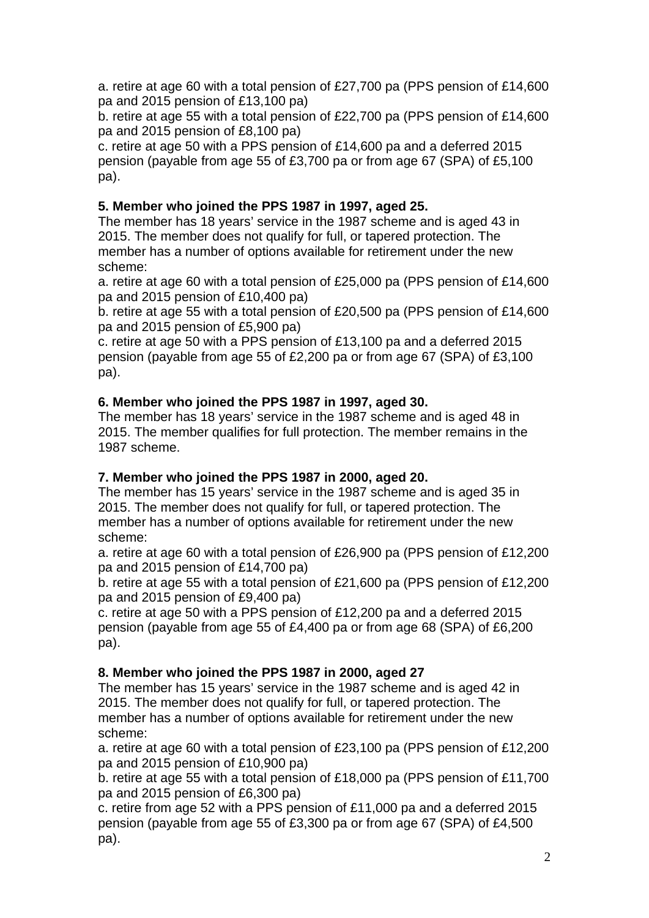a. retire at age 60 with a total pension of £27,700 pa (PPS pension of £14,600 pa and 2015 pension of £13,100 pa)
b. retire at age 55 with a total pension of £22,700 pa (PPS pension of £14,600 pa and 2015 pension of £8,100 pa)
c. retire at age 50 with a PPS pension of £14,600 pa and a deferred 2015 pension (payable from age 55 of £3,700 pa or from age 67 (SPA) of £5,100 pa).

**5. Member who joined the PPS 1987 in 1997, aged 25.**
The member has 18 years' service in the 1987 scheme and is aged 43 in 2015. The member does not qualify for full, or tapered protection. The member has a number of options available for retirement under the new scheme:
a. retire at age 60 with a total pension of £25,000 pa (PPS pension of £14,600 pa and 2015 pension of £10,400 pa)
b. retire at age 55 with a total pension of £20,500 pa (PPS pension of £14,600 pa and 2015 pension of £5,900 pa)
c. retire at age 50 with a PPS pension of £13,100 pa and a deferred 2015 pension (payable from age 55 of £2,200 pa or from age 67 (SPA) of £3,100 pa).

**6. Member who joined the PPS 1987 in 1997, aged 30.**
The member has 18 years' service in the 1987 scheme and is aged 48 in 2015. The member qualifies for full protection. The member remains in the 1987 scheme.

**7. Member who joined the PPS 1987 in 2000, aged 20.**
The member has 15 years' service in the 1987 scheme and is aged 35 in 2015. The member does not qualify for full, or tapered protection. The member has a number of options available for retirement under the new scheme:
a. retire at age 60 with a total pension of £26,900 pa (PPS pension of £12,200 pa and 2015 pension of £14,700 pa)
b. retire at age 55 with a total pension of £21,600 pa (PPS pension of £12,200 pa and 2015 pension of £9,400 pa)
c. retire at age 50 with a PPS pension of £12,200 pa and a deferred 2015 pension (payable from age 55 of £4,400 pa or from age 68 (SPA) of £6,200 pa).

**8. Member who joined the PPS 1987 in 2000, aged 27**
The member has 15 years' service in the 1987 scheme and is aged 42 in 2015. The member does not qualify for full, or tapered protection. The member has a number of options available for retirement under the new scheme:
a. retire at age 60 with a total pension of £23,100 pa (PPS pension of £12,200 pa and 2015 pension of £10,900 pa)
b. retire at age 55 with a total pension of £18,000 pa (PPS pension of £11,700 pa and 2015 pension of £6,300 pa)
c. retire from age 52 with a PPS pension of £11,000 pa and a deferred 2015 pension (payable from age 55 of £3,300 pa or from age 67 (SPA) of £4,500 pa).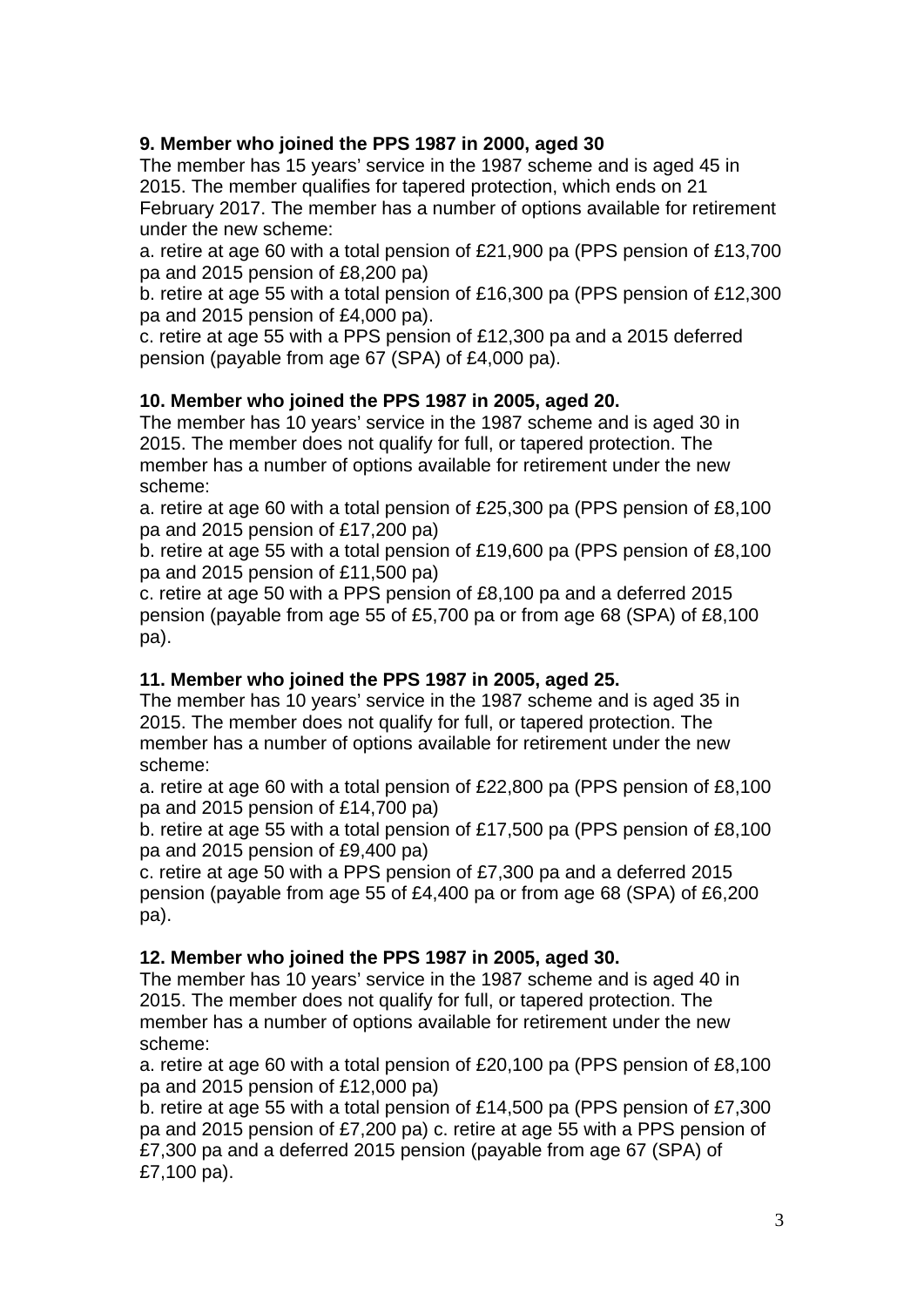**9. Member who joined the PPS 1987 in 2000, aged 30**

The member has 15 years' service in the 1987 scheme and is aged 45 in 2015. The member qualifies for tapered protection, which ends on 21 February 2017. The member has a number of options available for retirement under the new scheme:

a. retire at age 60 with a total pension of £21,900 pa (PPS pension of £13,700 pa and 2015 pension of £8,200 pa)

b. retire at age 55 with a total pension of £16,300 pa (PPS pension of £12,300 pa and 2015 pension of £4,000 pa).

c. retire at age 55 with a PPS pension of £12,300 pa and a 2015 deferred pension (payable from age 67 (SPA) of £4,000 pa).

**10. Member who joined the PPS 1987 in 2005, aged 20.**

The member has 10 years' service in the 1987 scheme and is aged 30 in 2015. The member does not qualify for full, or tapered protection. The member has a number of options available for retirement under the new scheme:

a. retire at age 60 with a total pension of £25,300 pa (PPS pension of £8,100 pa and 2015 pension of £17,200 pa)

b. retire at age 55 with a total pension of £19,600 pa (PPS pension of £8,100 pa and 2015 pension of £11,500 pa)

c. retire at age 50 with a PPS pension of £8,100 pa and a deferred 2015 pension (payable from age 55 of £5,700 pa or from age 68 (SPA) of £8,100 pa).

**11. Member who joined the PPS 1987 in 2005, aged 25.**

The member has 10 years' service in the 1987 scheme and is aged 35 in 2015. The member does not qualify for full, or tapered protection. The member has a number of options available for retirement under the new scheme:

a. retire at age 60 with a total pension of £22,800 pa (PPS pension of £8,100 pa and 2015 pension of £14,700 pa)

b. retire at age 55 with a total pension of £17,500 pa (PPS pension of £8,100 pa and 2015 pension of £9,400 pa)

c. retire at age 50 with a PPS pension of £7,300 pa and a deferred 2015 pension (payable from age 55 of £4,400 pa or from age 68 (SPA) of £6,200 pa).

**12. Member who joined the PPS 1987 in 2005, aged 30.**

The member has 10 years' service in the 1987 scheme and is aged 40 in 2015. The member does not qualify for full, or tapered protection. The member has a number of options available for retirement under the new scheme:

a. retire at age 60 with a total pension of £20,100 pa (PPS pension of £8,100 pa and 2015 pension of £12,000 pa)

b. retire at age 55 with a total pension of £14,500 pa (PPS pension of £7,300 pa and 2015 pension of £7,200 pa) c. retire at age 55 with a PPS pension of £7,300 pa and a deferred 2015 pension (payable from age 67 (SPA) of £7,100 pa).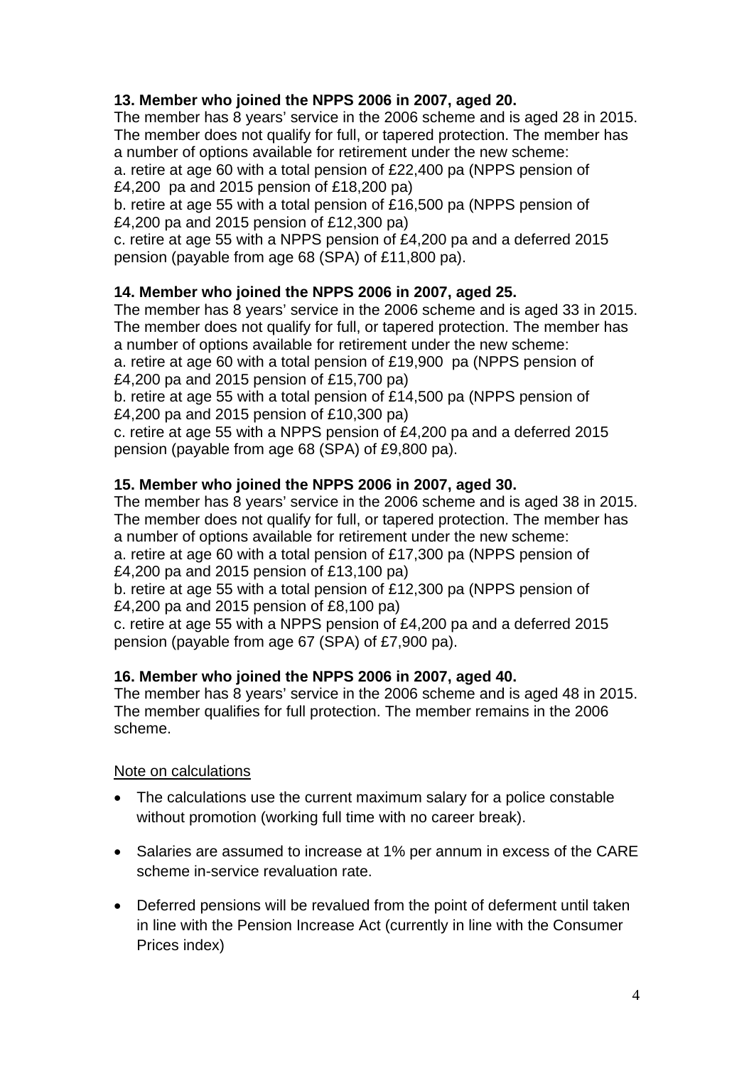**13. Member who joined the NPPS 2006 in 2007, aged 20.**

The member has 8 years' service in the 2006 scheme and is aged 28 in 2015. The member does not qualify for full, or tapered protection. The member has a number of options available for retirement under the new scheme:

a. retire at age 60 with a total pension of £22,400 pa (NPPS pension of £4,200 pa and 2015 pension of £18,200 pa)

b. retire at age 55 with a total pension of £16,500 pa (NPPS pension of £4,200 pa and 2015 pension of £12,300 pa)

c. retire at age 55 with a NPPS pension of £4,200 pa and a deferred 2015 pension (payable from age 68 (SPA) of £11,800 pa).

**14. Member who joined the NPPS 2006 in 2007, aged 25.**

The member has 8 years' service in the 2006 scheme and is aged 33 in 2015. The member does not qualify for full, or tapered protection. The member has a number of options available for retirement under the new scheme:

a. retire at age 60 with a total pension of £19,900 pa (NPPS pension of £4,200 pa and 2015 pension of £15,700 pa)

b. retire at age 55 with a total pension of £14,500 pa (NPPS pension of £4,200 pa and 2015 pension of £10,300 pa)

c. retire at age 55 with a NPPS pension of £4,200 pa and a deferred 2015 pension (payable from age 68 (SPA) of £9,800 pa).

**15. Member who joined the NPPS 2006 in 2007, aged 30.**

The member has 8 years' service in the 2006 scheme and is aged 38 in 2015. The member does not qualify for full, or tapered protection. The member has a number of options available for retirement under the new scheme:

a. retire at age 60 with a total pension of £17,300 pa (NPPS pension of £4,200 pa and 2015 pension of £13,100 pa)

b. retire at age 55 with a total pension of £12,300 pa (NPPS pension of £4,200 pa and 2015 pension of £8,100 pa)

c. retire at age 55 with a NPPS pension of £4,200 pa and a deferred 2015 pension (payable from age 67 (SPA) of £7,900 pa).

**16. Member who joined the NPPS 2006 in 2007, aged 40.**

The member has 8 years' service in the 2006 scheme and is aged 48 in 2015. The member qualifies for full protection. The member remains in the 2006 scheme.

<u>Note on calculations</u>

- The calculations use the current maximum salary for a police constable without promotion (working full time with no career break).
- Salaries are assumed to increase at 1% per annum in excess of the CARE scheme in-service revaluation rate.
- Deferred pensions will be revalued from the point of deferment until taken in line with the Pension Increase Act (currently in line with the Consumer Prices index)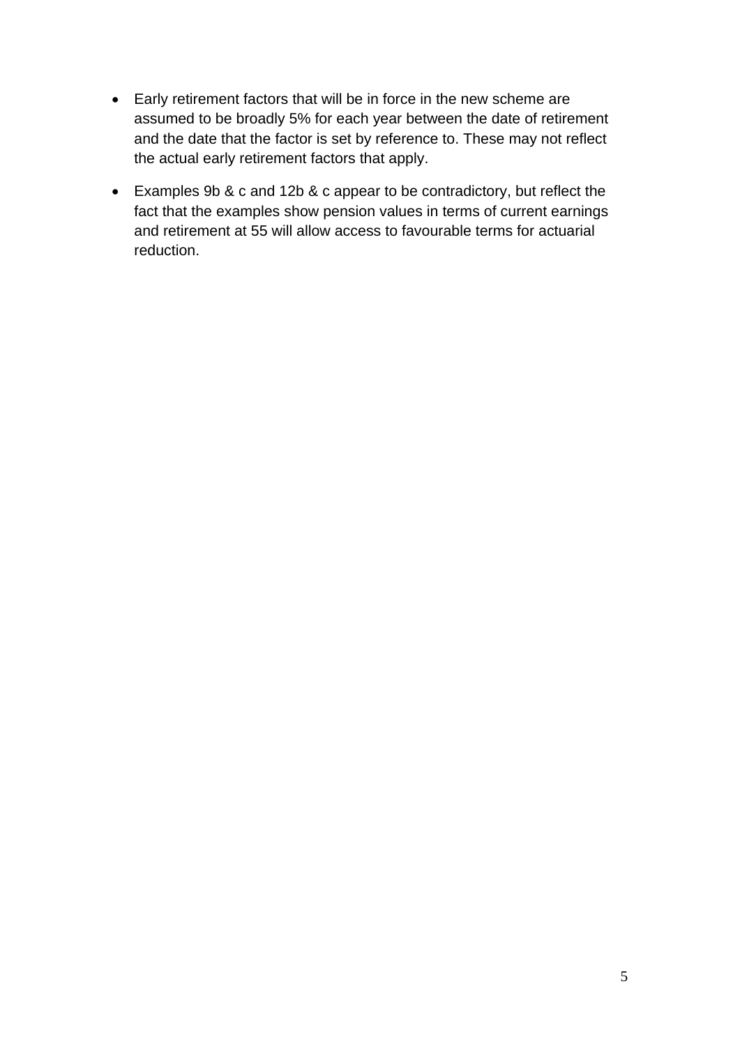- Early retirement factors that will be in force in the new scheme are assumed to be broadly 5% for each year between the date of retirement and the date that the factor is set by reference to. These may not reflect the actual early retirement factors that apply.
- Examples 9b & c and 12b & c appear to be contradictory, but reflect the fact that the examples show pension values in terms of current earnings and retirement at 55 will allow access to favourable terms for actuarial reduction.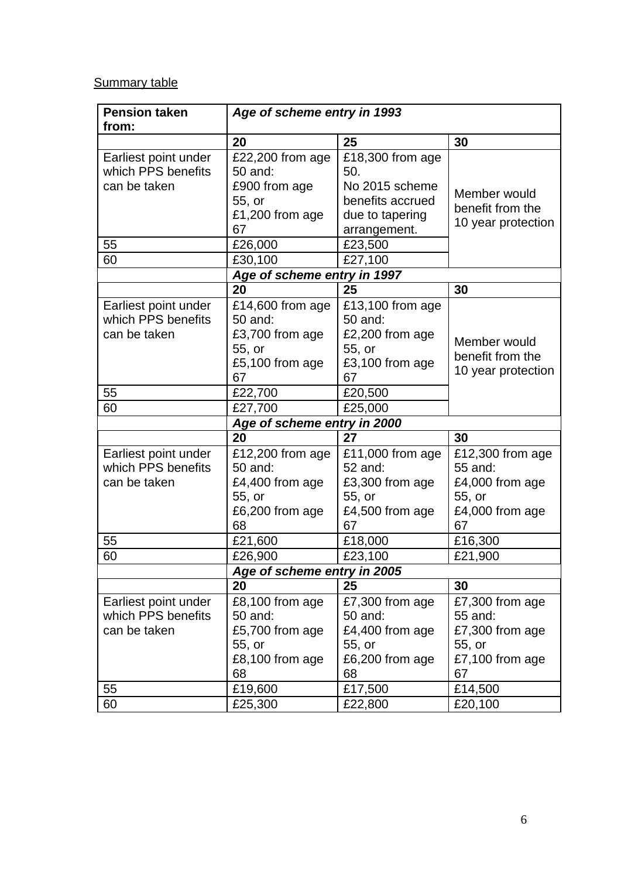Summary table

| **Pension taken from:** | ***Age of scheme entry in 1993*** | | |
|---|---|---|---|
| | **20** | **25** | **30** |
| Earliest point under which PPS benefits can be taken | £22,200 from age 50 and: £900 from age 55, or £1,200 from age 67 | £18,300 from age 50. No 2015 scheme benefits accrued due to tapering arrangement. | Member would benefit from the 10 year protection |
| 55 | £26,000 | £23,500 | |
| 60 | £30,100 | £27,100 | |
| | ***Age of scheme entry in 1997*** | | |
| | **20** | **25** | **30** |
| Earliest point under which PPS benefits can be taken | £14,600 from age 50 and: £3,700 from age 55, or £5,100 from age 67 | £13,100 from age 50 and: £2,200 from age 55, or £3,100 from age 67 | Member would benefit from the 10 year protection |
| 55 | £22,700 | £20,500 | |
| 60 | £27,700 | £25,000 | |
| | ***Age of scheme entry in 2000*** | | |
| | **20** | **27** | **30** |
| Earliest point under which PPS benefits can be taken | £12,200 from age 50 and: £4,400 from age 55, or £6,200 from age 68 | £11,000 from age 52 and: £3,300 from age 55, or £4,500 from age 67 | £12,300 from age 55 and: £4,000 from age 55, or £4,000 from age 67 |
| 55 | £21,600 | £18,000 | £16,300 |
| 60 | £26,900 | £23,100 | £21,900 |
| | ***Age of scheme entry in 2005*** | | |
| | **20** | **25** | **30** |
| Earliest point under which PPS benefits can be taken | £8,100 from age 50 and: £5,700 from age 55, or £8,100 from age 68 | £7,300 from age 50 and: £4,400 from age 55, or £6,200 from age 68 | £7,300 from age 55 and: £7,300 from age 55, or £7,100 from age 67 |
| 55 | £19,600 | £17,500 | £14,500 |
| 60 | £25,300 | £22,800 | £20,100 |